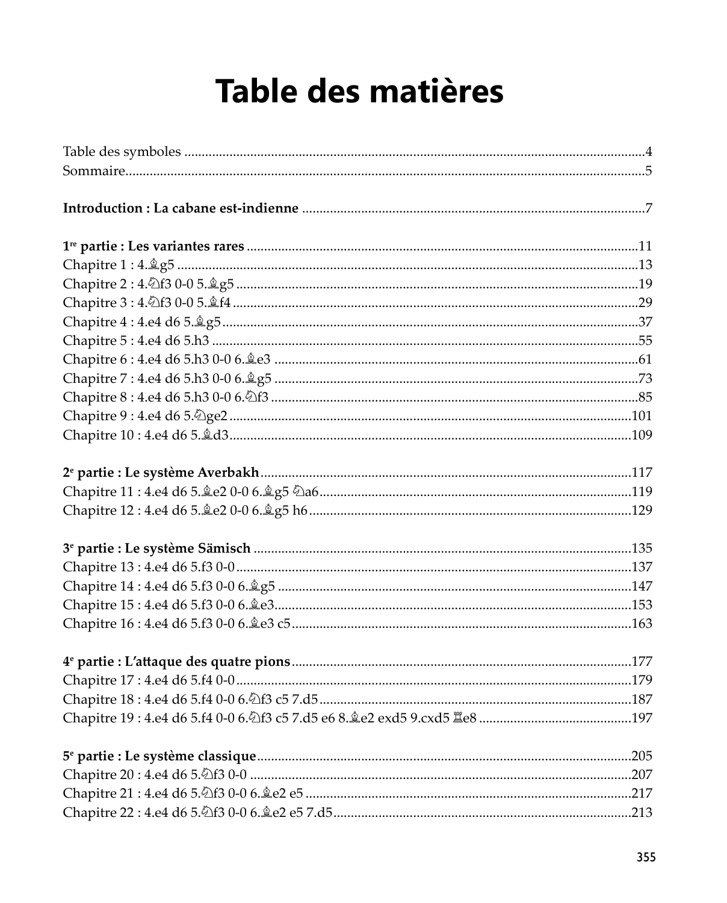# Table des matières

Table des symboles ....................................................................4
Sommaire....................................................................5

**Introduction : La cabane est-indienne** ....................................................................7

**1re partie : Les variantes rares** ....................................................................11
Chapitre 1 : 4.♗g5 ....................................................................13
Chapitre 2 : 4.♘f3 0-0 5.♗g5 ....................................................................19
Chapitre 3 : 4.♘f3 0-0 5.♗f4 ....................................................................29
Chapitre 4 : 4.e4 d6 5.♗g5....................................................................37
Chapitre 5 : 4.e4 d6 5.h3 ....................................................................55
Chapitre 6 : 4.e4 d6 5.h3 0-0 6.♗e3 ....................................................................61
Chapitre 7 : 4.e4 d6 5.h3 0-0 6.♗g5 ....................................................................73
Chapitre 8 : 4.e4 d6 5.h3 0-0 6.♘f3 ....................................................................85
Chapitre 9 : 4.e4 d6 5.♘ge2 ....................................................................101
Chapitre 10 : 4.e4 d6 5.♗d3....................................................................109

**2e partie : Le système Averbakh**....................................................................117
Chapitre 11 : 4.e4 d6 5.♗e2 0-0 6.♗g5 ♘a6....................................................................119
Chapitre 12 : 4.e4 d6 5.♗e2 0-0 6.♗g5 h6....................................................................129

**3e partie : Le système Sämisch** ....................................................................135
Chapitre 13 : 4.e4 d6 5.f3 0-0....................................................................137
Chapitre 14 : 4.e4 d6 5.f3 0-0 6.♗g5 ....................................................................147
Chapitre 15 : 4.e4 d6 5.f3 0-0 6.♗e3....................................................................153
Chapitre 16 : 4.e4 d6 5.f3 0-0 6.♗e3 c5....................................................................163

**4e partie : L'attaque des quatre pions**....................................................................177
Chapitre 17 : 4.e4 d6 5.f4 0-0....................................................................179
Chapitre 18 : 4.e4 d6 5.f4 0-0 6.♘f3 c5 7.d5....................................................................187
Chapitre 19 : 4.e4 d6 5.f4 0-0 6.♘f3 c5 7.d5 e6 8.♗e2 exd5 9.cxd5 ♖e8 ....................................................................197

**5e partie : Le système classique**....................................................................205
Chapitre 20 : 4.e4 d6 5.♘f3 0-0 ....................................................................207
Chapitre 21 : 4.e4 d6 5.♘f3 0-0 6.♗e2 e5 ....................................................................217
Chapitre 22 : 4.e4 d6 5.♘f3 0-0 6.♗e2 e5 7.d5....................................................................213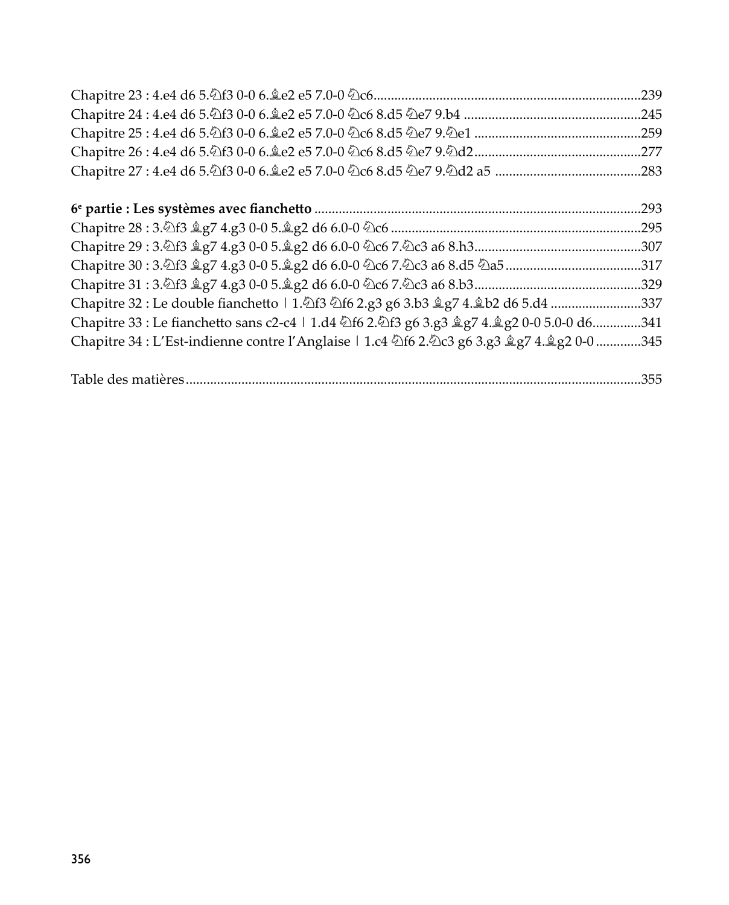Chapitre 23 : 4.e4 d6 5.♘f3 0-0 6.♗e2 e5 7.0-0 ♘c6............................................................................239
Chapitre 24 : 4.e4 d6 5.♘f3 0-0 6.♗e2 e5 7.0-0 ♘c6 8.d5 ♘e7 9.b4 ...................................................245
Chapitre 25 : 4.e4 d6 5.♘f3 0-0 6.♗e2 e5 7.0-0 ♘c6 8.d5 ♘e7 9.♘e1 ................................................259
Chapitre 26 : 4.e4 d6 5.♘f3 0-0 6.♗e2 e5 7.0-0 ♘c6 8.d5 ♘e7 9.♘d2.................................................277
Chapitre 27 : 4.e4 d6 5.♘f3 0-0 6.♗e2 e5 7.0-0 ♘c6 8.d5 ♘e7 9.♘d2 a5 ..........................................283

**6e partie : Les systèmes avec fianchetto** .............................................................................................293
Chapitre 28 : 3.♘f3 ♗g7 4.g3 0-0 5.♗g2 d6 6.0-0 ♘c6 ......................................................................295
Chapitre 29 : 3.♘f3 ♗g7 4.g3 0-0 5.♗g2 d6 6.0-0 ♘c6 7.♘c3 a6 8.h3................................................307
Chapitre 30 : 3.♘f3 ♗g7 4.g3 0-0 5.♗g2 d6 6.0-0 ♘c6 7.♘c3 a6 8.d5 ♘a5.......................................317
Chapitre 31 : 3.♘f3 ♗g7 4.g3 0-0 5.♗g2 d6 6.0-0 ♘c6 7.♘c3 a6 8.b3................................................329
Chapitre 32 : Le double fianchetto | 1.♘f3 ♘f6 2.g3 g6 3.b3 ♗g7 4.♗b2 d6 5.d4 ..........................337
Chapitre 33 : Le fianchetto sans c2-c4 | 1.d4 ♘f6 2.♘f3 g6 3.g3 ♗g7 4.♗g2 0-0 5.0-0 d6..............341
Chapitre 34 : L'Est-indienne contre l'Anglaise | 1.c4 ♘f6 2.♘c3 g6 3.g3 ♗g7 4.♗g2 0-0 .............345

Table des matières.................................................................................................................................355